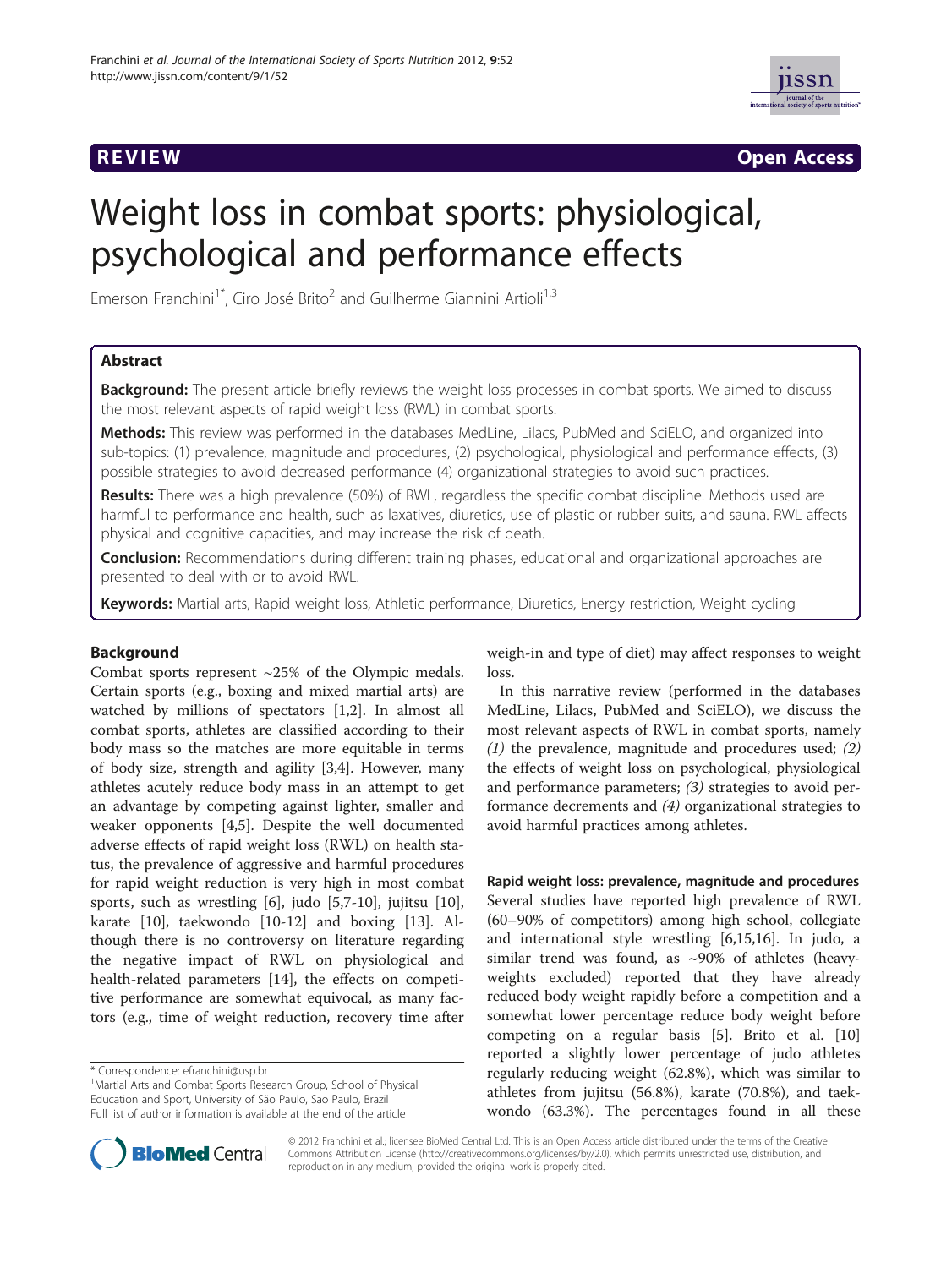REVIEW Open Access

# Weight loss in combat sports: physiological, psychological and performance effects

Emerson Franchini[1*], Ciro José Brito[2] and Guilherme Giannini Artioli[1,3]

## Abstract

**Background:** The present article briefly reviews the weight loss processes in combat sports. We aimed to discuss the most relevant aspects of rapid weight loss (RWL) in combat sports.

**Methods:** This review was performed in the databases MedLine, Lilacs, PubMed and SciELO, and organized into sub-topics: (1) prevalence, magnitude and procedures, (2) psychological, physiological and performance effects, (3) possible strategies to avoid decreased performance (4) organizational strategies to avoid such practices.

**Results:** There was a high prevalence (50%) of RWL, regardless the specific combat discipline. Methods used are harmful to performance and health, such as laxatives, diuretics, use of plastic or rubber suits, and sauna. RWL affects physical and cognitive capacities, and may increase the risk of death.

**Conclusion:** Recommendations during different training phases, educational and organizational approaches are presented to deal with or to avoid RWL.

**Keywords:** Martial arts, Rapid weight loss, Athletic performance, Diuretics, Energy restriction, Weight cycling

## Background

Combat sports represent ~25% of the Olympic medals. Certain sports (e.g., boxing and mixed martial arts) are watched by millions of spectators [1,2]. In almost all combat sports, athletes are classified according to their body mass so the matches are more equitable in terms of body size, strength and agility [3,4]. However, many athletes acutely reduce body mass in an attempt to get an advantage by competing against lighter, smaller and weaker opponents [4,5]. Despite the well documented adverse effects of rapid weight loss (RWL) on health status, the prevalence of aggressive and harmful procedures for rapid weight reduction is very high in most combat sports, such as wrestling [6], judo [5,7-10], jujitsu [10], karate [10], taekwondo [10-12] and boxing [13]. Although there is no controversy on literature regarding the negative impact of RWL on physiological and health-related parameters [14], the effects on competitive performance are somewhat equivocal, as many factors (e.g., time of weight reduction, recovery time after weigh-in and type of diet) may affect responses to weight loss.

In this narrative review (performed in the databases MedLine, Lilacs, PubMed and SciELO), we discuss the most relevant aspects of RWL in combat sports, namely *(1)* the prevalence, magnitude and procedures used; *(2)* the effects of weight loss on psychological, physiological and performance parameters; *(3)* strategies to avoid performance decrements and *(4)* organizational strategies to avoid harmful practices among athletes.

### Rapid weight loss: prevalence, magnitude and procedures

Several studies have reported high prevalence of RWL (60–90% of competitors) among high school, collegiate and international style wrestling [6,15,16]. In judo, a similar trend was found, as ~90% of athletes (heavyweights excluded) reported that they have already reduced body weight rapidly before a competition and a somewhat lower percentage reduce body weight before competing on a regular basis [5]. Brito et al. [10] reported a slightly lower percentage of judo athletes regularly reducing weight (62.8%), which was similar to athletes from jujitsu (56.8%), karate (70.8%), and taekwondo (63.3%). The percentages found in all these

\* Correspondence: efranchini@usp.br

[1]Martial Arts and Combat Sports Research Group, School of Physical Education and Sport, University of São Paulo, Sao Paulo, Brazil

Full list of author information is available at the end of the article

© 2012 Franchini et al.; licensee BioMed Central Ltd. This is an Open Access article distributed under the terms of the Creative Commons Attribution License (http://creativecommons.org/licenses/by/2.0), which permits unrestricted use, distribution, and reproduction in any medium, provided the original work is properly cited.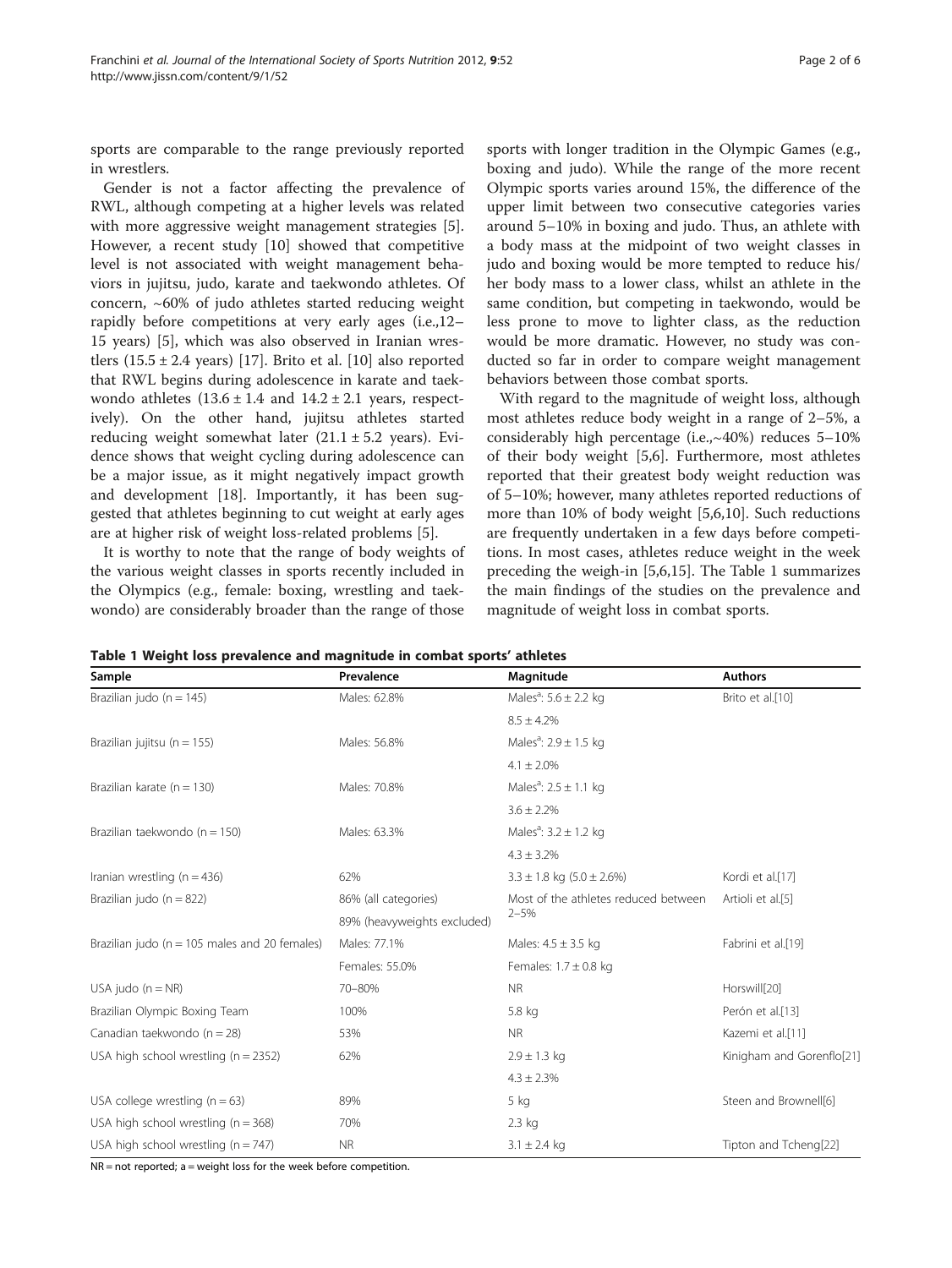sports are comparable to the range previously reported in wrestlers.

Gender is not a factor affecting the prevalence of RWL, although competing at a higher levels was related with more aggressive weight management strategies [5]. However, a recent study [10] showed that competitive level is not associated with weight management behaviors in jujitsu, judo, karate and taekwondo athletes. Of concern, ~60% of judo athletes started reducing weight rapidly before competitions at very early ages (i.e.,12–15 years) [5], which was also observed in Iranian wrestlers (15.5 ± 2.4 years) [17]. Brito et al. [10] also reported that RWL begins during adolescence in karate and taekwondo athletes (13.6 ± 1.4 and 14.2 ± 2.1 years, respectively). On the other hand, jujitsu athletes started reducing weight somewhat later (21.1 ± 5.2 years). Evidence shows that weight cycling during adolescence can be a major issue, as it might negatively impact growth and development [18]. Importantly, it has been suggested that athletes beginning to cut weight at early ages are at higher risk of weight loss-related problems [5].

It is worthy to note that the range of body weights of the various weight classes in sports recently included in the Olympics (e.g., female: boxing, wrestling and taekwondo) are considerably broader than the range of those sports with longer tradition in the Olympic Games (e.g., boxing and judo). While the range of the more recent Olympic sports varies around 15%, the difference of the upper limit between two consecutive categories varies around 5–10% in boxing and judo. Thus, an athlete with a body mass at the midpoint of two weight classes in judo and boxing would be more tempted to reduce his/her body mass to a lower class, whilst an athlete in the same condition, but competing in taekwondo, would be less prone to move to lighter class, as the reduction would be more dramatic. However, no study was conducted so far in order to compare weight management behaviors between those combat sports.

With regard to the magnitude of weight loss, although most athletes reduce body weight in a range of 2–5%, a considerably high percentage (i.e.,~40%) reduces 5–10% of their body weight [5,6]. Furthermore, most athletes reported that their greatest body weight reduction was of 5–10%; however, many athletes reported reductions of more than 10% of body weight [5,6,10]. Such reductions are frequently undertaken in a few days before competitions. In most cases, athletes reduce weight in the week preceding the weigh-in [5,6,15]. The Table 1 summarizes the main findings of the studies on the prevalence and magnitude of weight loss in combat sports.

**Table 1 Weight loss prevalence and magnitude in combat sports' athletes**

| Sample | Prevalence | Magnitude | Authors |
| --- | --- | --- | --- |
| Brazilian judo (n = 145) | Males: 62.8% | Males[a]: 5.6 ± 2.2 kg | Brito et al.[10] |
| | | 8.5 ± 4.2% | |
| Brazilian jujitsu (n = 155) | Males: 56.8% | Males[a]: 2.9 ± 1.5 kg | |
| | | 4.1 ± 2.0% | |
| Brazilian karate (n = 130) | Males: 70.8% | Males[a]: 2.5 ± 1.1 kg | |
| | | 3.6 ± 2.2% | |
| Brazilian taekwondo (n = 150) | Males: 63.3% | Males[a]: 3.2 ± 1.2 kg | |
| | | 4.3 ± 3.2% | |
| Iranian wrestling (n = 436) | 62% | 3.3 ± 1.8 kg (5.0 ± 2.6%) | Kordi et al.[17] |
| Brazilian judo (n = 822) | 86% (all categories) | Most of the athletes reduced between 2–5% | Artioli et al.[5] |
| | 89% (heavyweights excluded) | | |
| Brazilian judo (n = 105 males and 20 females) | Males: 77.1% | Males: 4.5 ± 3.5 kg | Fabrini et al.[19] |
| | Females: 55.0% | Females: 1.7 ± 0.8 kg | |
| USA judo (n = NR) | 70–80% | NR | Horswill[20] |
| Brazilian Olympic Boxing Team | 100% | 5.8 kg | Perón et al.[13] |
| Canadian taekwondo (n = 28) | 53% | NR | Kazemi et al.[11] |
| USA high school wrestling (n = 2352) | 62% | 2.9 ± 1.3 kg | Kinigham and Gorenflo[21] |
| | | 4.3 ± 2.3% | |
| USA college wrestling (n = 63) | 89% | 5 kg | Steen and Brownell[6] |
| USA high school wrestling (n = 368) | 70% | 2.3 kg | |
| USA high school wrestling (n = 747) | NR | 3.1 ± 2.4 kg | Tipton and Tcheng[22] |

NR = not reported; a = weight loss for the week before competition.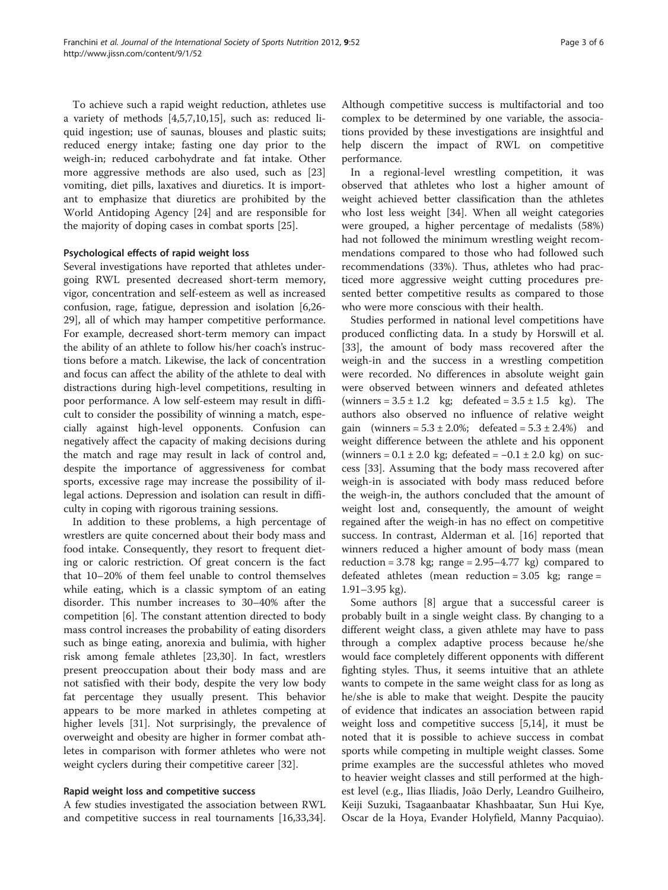To achieve such a rapid weight reduction, athletes use a variety of methods [4,5,7,10,15], such as: reduced liquid ingestion; use of saunas, blouses and plastic suits; reduced energy intake; fasting one day prior to the weigh-in; reduced carbohydrate and fat intake. Other more aggressive methods are also used, such as [23] vomiting, diet pills, laxatives and diuretics. It is important to emphasize that diuretics are prohibited by the World Antidoping Agency [24] and are responsible for the majority of doping cases in combat sports [25].

### Psychological effects of rapid weight loss

Several investigations have reported that athletes undergoing RWL presented decreased short-term memory, vigor, concentration and self-esteem as well as increased confusion, rage, fatigue, depression and isolation [6,26-29], all of which may hamper competitive performance. For example, decreased short-term memory can impact the ability of an athlete to follow his/her coach's instructions before a match. Likewise, the lack of concentration and focus can affect the ability of the athlete to deal with distractions during high-level competitions, resulting in poor performance. A low self-esteem may result in difficult to consider the possibility of winning a match, especially against high-level opponents. Confusion can negatively affect the capacity of making decisions during the match and rage may result in lack of control and, despite the importance of aggressiveness for combat sports, excessive rage may increase the possibility of illegal actions. Depression and isolation can result in difficulty in coping with rigorous training sessions.

In addition to these problems, a high percentage of wrestlers are quite concerned about their body mass and food intake. Consequently, they resort to frequent dieting or caloric restriction. Of great concern is the fact that 10–20% of them feel unable to control themselves while eating, which is a classic symptom of an eating disorder. This number increases to 30–40% after the competition [6]. The constant attention directed to body mass control increases the probability of eating disorders such as binge eating, anorexia and bulimia, with higher risk among female athletes [23,30]. In fact, wrestlers present preoccupation about their body mass and are not satisfied with their body, despite the very low body fat percentage they usually present. This behavior appears to be more marked in athletes competing at higher levels [31]. Not surprisingly, the prevalence of overweight and obesity are higher in former combat athletes in comparison with former athletes who were not weight cyclers during their competitive career [32].

### Rapid weight loss and competitive success

A few studies investigated the association between RWL and competitive success in real tournaments [16,33,34]. Although competitive success is multifactorial and too complex to be determined by one variable, the associations provided by these investigations are insightful and help discern the impact of RWL on competitive performance.

In a regional-level wrestling competition, it was observed that athletes who lost a higher amount of weight achieved better classification than the athletes who lost less weight [34]. When all weight categories were grouped, a higher percentage of medalists (58%) had not followed the minimum wrestling weight recommendations compared to those who had followed such recommendations (33%). Thus, athletes who had practiced more aggressive weight cutting procedures presented better competitive results as compared to those who were more conscious with their health.

Studies performed in national level competitions have produced conflicting data. In a study by Horswill et al. [33], the amount of body mass recovered after the weigh-in and the success in a wrestling competition were recorded. No differences in absolute weight gain were observed between winners and defeated athletes (winners = $3.5 \pm 1.2$ kg; defeated = $3.5 \pm 1.5$ kg). The authors also observed no influence of relative weight gain (winners = $5.3 \pm 2.0\%$; defeated = $5.3 \pm 2.4\%$) and weight difference between the athlete and his opponent (winners = $0.1 \pm 2.0$ kg; defeated = $-0.1 \pm 2.0$ kg) on success [33]. Assuming that the body mass recovered after weigh-in is associated with body mass reduced before the weigh-in, the authors concluded that the amount of weight lost and, consequently, the amount of weight regained after the weigh-in has no effect on competitive success. In contrast, Alderman et al. [16] reported that winners reduced a higher amount of body mass (mean reduction = 3.78 kg; range = 2.95–4.77 kg) compared to defeated athletes (mean reduction = 3.05 kg; range = 1.91–3.95 kg).

Some authors [8] argue that a successful career is probably built in a single weight class. By changing to a different weight class, a given athlete may have to pass through a complex adaptive process because he/she would face completely different opponents with different fighting styles. Thus, it seems intuitive that an athlete wants to compete in the same weight class for as long as he/she is able to make that weight. Despite the paucity of evidence that indicates an association between rapid weight loss and competitive success [5,14], it must be noted that it is possible to achieve success in combat sports while competing in multiple weight classes. Some prime examples are the successful athletes who moved to heavier weight classes and still performed at the highest level (e.g., Ilias Iliadis, João Derly, Leandro Guilheiro, Keiji Suzuki, Tsagaanbaatar Khashbaatar, Sun Hui Kye, Oscar de la Hoya, Evander Holyfield, Manny Pacquiao).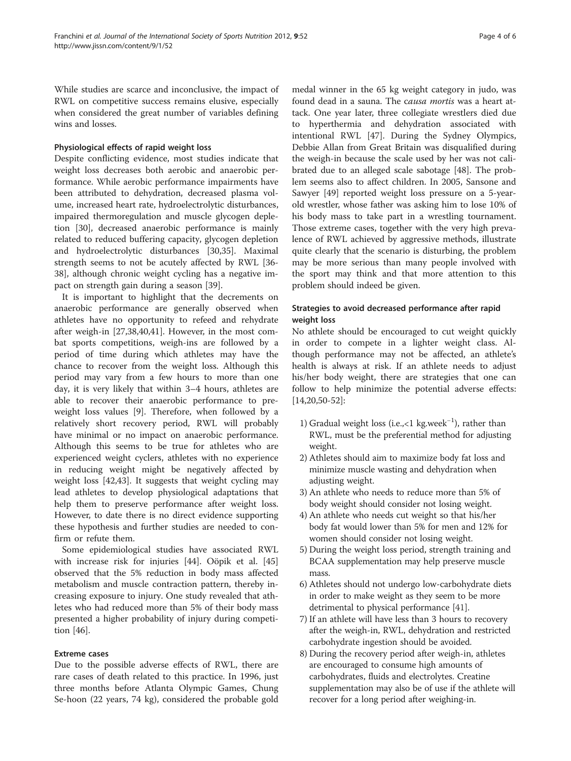While studies are scarce and inconclusive, the impact of RWL on competitive success remains elusive, especially when considered the great number of variables defining wins and losses.

### Physiological effects of rapid weight loss

Despite conflicting evidence, most studies indicate that weight loss decreases both aerobic and anaerobic performance. While aerobic performance impairments have been attributed to dehydration, decreased plasma volume, increased heart rate, hydroelectrolytic disturbances, impaired thermoregulation and muscle glycogen depletion [30], decreased anaerobic performance is mainly related to reduced buffering capacity, glycogen depletion and hydroelectrolytic disturbances [30,35]. Maximal strength seems to not be acutely affected by RWL [36-38], although chronic weight cycling has a negative impact on strength gain during a season [39].

It is important to highlight that the decrements on anaerobic performance are generally observed when athletes have no opportunity to refeed and rehydrate after weigh-in [27,38,40,41]. However, in the most combat sports competitions, weigh-ins are followed by a period of time during which athletes may have the chance to recover from the weight loss. Although this period may vary from a few hours to more than one day, it is very likely that within 3–4 hours, athletes are able to recover their anaerobic performance to pre-weight loss values [9]. Therefore, when followed by a relatively short recovery period, RWL will probably have minimal or no impact on anaerobic performance. Although this seems to be true for athletes who are experienced weight cyclers, athletes with no experience in reducing weight might be negatively affected by weight loss [42,43]. It suggests that weight cycling may lead athletes to develop physiological adaptations that help them to preserve performance after weight loss. However, to date there is no direct evidence supporting these hypothesis and further studies are needed to confirm or refute them.

Some epidemiological studies have associated RWL with increase risk for injuries [44]. Oöpik et al. [45] observed that the 5% reduction in body mass affected metabolism and muscle contraction pattern, thereby increasing exposure to injury. One study revealed that athletes who had reduced more than 5% of their body mass presented a higher probability of injury during competition [46].

### Extreme cases

Due to the possible adverse effects of RWL, there are rare cases of death related to this practice. In 1996, just three months before Atlanta Olympic Games, Chung Se-hoon (22 years, 74 kg), considered the probable gold medal winner in the 65 kg weight category in judo, was found dead in a sauna. The *causa mortis* was a heart attack. One year later, three collegiate wrestlers died due to hyperthermia and dehydration associated with intentional RWL [47]. During the Sydney Olympics, Debbie Allan from Great Britain was disqualified during the weigh-in because the scale used by her was not calibrated due to an alleged scale sabotage [48]. The problem seems also to affect children. In 2005, Sansone and Sawyer [49] reported weight loss pressure on a 5-year-old wrestler, whose father was asking him to lose 10% of his body mass to take part in a wrestling tournament. Those extreme cases, together with the very high prevalence of RWL achieved by aggressive methods, illustrate quite clearly that the scenario is disturbing, the problem may be more serious than many people involved with the sport may think and that more attention to this problem should indeed be given.

### Strategies to avoid decreased performance after rapid weight loss

No athlete should be encouraged to cut weight quickly in order to compete in a lighter weight class. Although performance may not be affected, an athlete's health is always at risk. If an athlete needs to adjust his/her body weight, there are strategies that one can follow to help minimize the potential adverse effects: [14,20,50-52]:

1) Gradual weight loss (i.e.,$<1$ kg.week$^{-1}$), rather than RWL, must be the preferential method for adjusting weight.
2) Athletes should aim to maximize body fat loss and minimize muscle wasting and dehydration when adjusting weight.
3) An athlete who needs to reduce more than 5% of body weight should consider not losing weight.
4) An athlete who needs cut weight so that his/her body fat would lower than 5% for men and 12% for women should consider not losing weight.
5) During the weight loss period, strength training and BCAA supplementation may help preserve muscle mass.
6) Athletes should not undergo low-carbohydrate diets in order to make weight as they seem to be more detrimental to physical performance [41].
7) If an athlete will have less than 3 hours to recovery after the weigh-in, RWL, dehydration and restricted carbohydrate ingestion should be avoided.
8) During the recovery period after weigh-in, athletes are encouraged to consume high amounts of carbohydrates, fluids and electrolytes. Creatine supplementation may also be of use if the athlete will recover for a long period after weighing-in.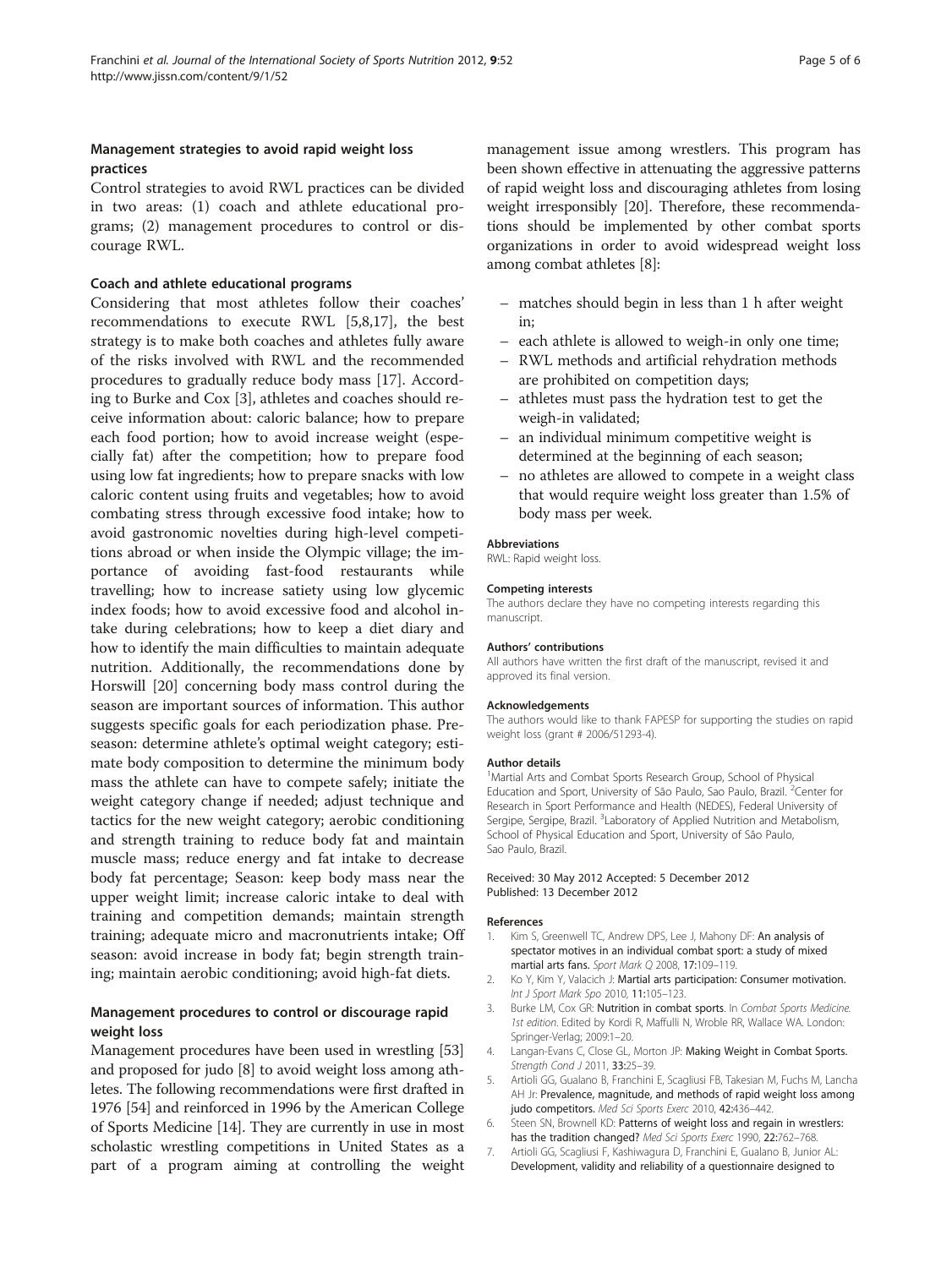## Management strategies to avoid rapid weight loss practices

Control strategies to avoid RWL practices can be divided in two areas: (1) coach and athlete educational programs; (2) management procedures to control or discourage RWL.

### Coach and athlete educational programs

Considering that most athletes follow their coaches' recommendations to execute RWL [5,8,17], the best strategy is to make both coaches and athletes fully aware of the risks involved with RWL and the recommended procedures to gradually reduce body mass [17]. According to Burke and Cox [3], athletes and coaches should receive information about: caloric balance; how to prepare each food portion; how to avoid increase weight (especially fat) after the competition; how to prepare food using low fat ingredients; how to prepare snacks with low caloric content using fruits and vegetables; how to avoid combating stress through excessive food intake; how to avoid gastronomic novelties during high-level competitions abroad or when inside the Olympic village; the importance of avoiding fast-food restaurants while travelling; how to increase satiety using low glycemic index foods; how to avoid excessive food and alcohol intake during celebrations; how to keep a diet diary and how to identify the main difficulties to maintain adequate nutrition. Additionally, the recommendations done by Horswill [20] concerning body mass control during the season are important sources of information. This author suggests specific goals for each periodization phase. Preseason: determine athlete's optimal weight category; estimate body composition to determine the minimum body mass the athlete can have to compete safely; initiate the weight category change if needed; adjust technique and tactics for the new weight category; aerobic conditioning and strength training to reduce body fat and maintain muscle mass; reduce energy and fat intake to decrease body fat percentage; Season: keep body mass near the upper weight limit; increase caloric intake to deal with training and competition demands; maintain strength training; adequate micro and macronutrients intake; Off season: avoid increase in body fat; begin strength training; maintain aerobic conditioning; avoid high-fat diets.

### Management procedures to control or discourage rapid weight loss

Management procedures have been used in wrestling [53] and proposed for judo [8] to avoid weight loss among athletes. The following recommendations were first drafted in 1976 [54] and reinforced in 1996 by the American College of Sports Medicine [14]. They are currently in use in most scholastic wrestling competitions in United States as a part of a program aiming at controlling the weight management issue among wrestlers. This program has been shown effective in attenuating the aggressive patterns of rapid weight loss and discouraging athletes from losing weight irresponsibly [20]. Therefore, these recommendations should be implemented by other combat sports organizations in order to avoid widespread weight loss among combat athletes [8]:

- matches should begin in less than 1 h after weight in;
- each athlete is allowed to weigh-in only one time;
- RWL methods and artificial rehydration methods are prohibited on competition days;
- athletes must pass the hydration test to get the weigh-in validated;
- an individual minimum competitive weight is determined at the beginning of each season;
- no athletes are allowed to compete in a weight class that would require weight loss greater than 1.5% of body mass per week.

#### Abbreviations

RWL: Rapid weight loss.

#### Competing interests

The authors declare they have no competing interests regarding this manuscript.

#### Authors' contributions

All authors have written the first draft of the manuscript, revised it and approved its final version.

#### Acknowledgements

The authors would like to thank FAPESP for supporting the studies on rapid weight loss (grant # 2006/51293-4).

#### Author details

[1]Martial Arts and Combat Sports Research Group, School of Physical Education and Sport, University of São Paulo, Sao Paulo, Brazil. [2]Center for Research in Sport Performance and Health (NEDES), Federal University of Sergipe, Sergipe, Brazil. [3]Laboratory of Applied Nutrition and Metabolism, School of Physical Education and Sport, University of São Paulo, Sao Paulo, Brazil.

Received: 30 May 2012 Accepted: 5 December 2012
Published: 13 December 2012

#### References

1. Kim S, Greenwell TC, Andrew DPS, Lee J, Mahony DF: **An analysis of spectator motives in an individual combat sport: a study of mixed martial arts fans.** *Sport Mark Q* 2008, **17:**109–119.
2. Ko Y, Kim Y, Valacich J: **Martial arts participation: Consumer motivation.** *Int J Sport Mark Spo* 2010, **11:**105–123.
3. Burke LM, Cox GR: **Nutrition in combat sports.** In *Combat Sports Medicine. 1st edition.* Edited by Kordi R, Maffulli N, Wroble RR, Wallace WA. London: Springer-Verlag; 2009:1–20.
4. Langan-Evans C, Close GL, Morton JP: **Making Weight in Combat Sports.** *Strength Cond J* 2011, **33:**25–39.
5. Artioli GG, Gualano B, Franchini E, Scagliusi FB, Takesian M, Fuchs M, Lancha AH Jr: **Prevalence, magnitude, and methods of rapid weight loss among judo competitors.** *Med Sci Sports Exerc* 2010, **42:**436–442.
6. Steen SN, Brownell KD: **Patterns of weight loss and regain in wrestlers: has the tradition changed?** *Med Sci Sports Exerc* 1990, **22:**762–768.
7. Artioli GG, Scagliusi F, Kashiwagura D, Franchini E, Gualano B, Junior AL: **Development, validity and reliability of a questionnaire designed to**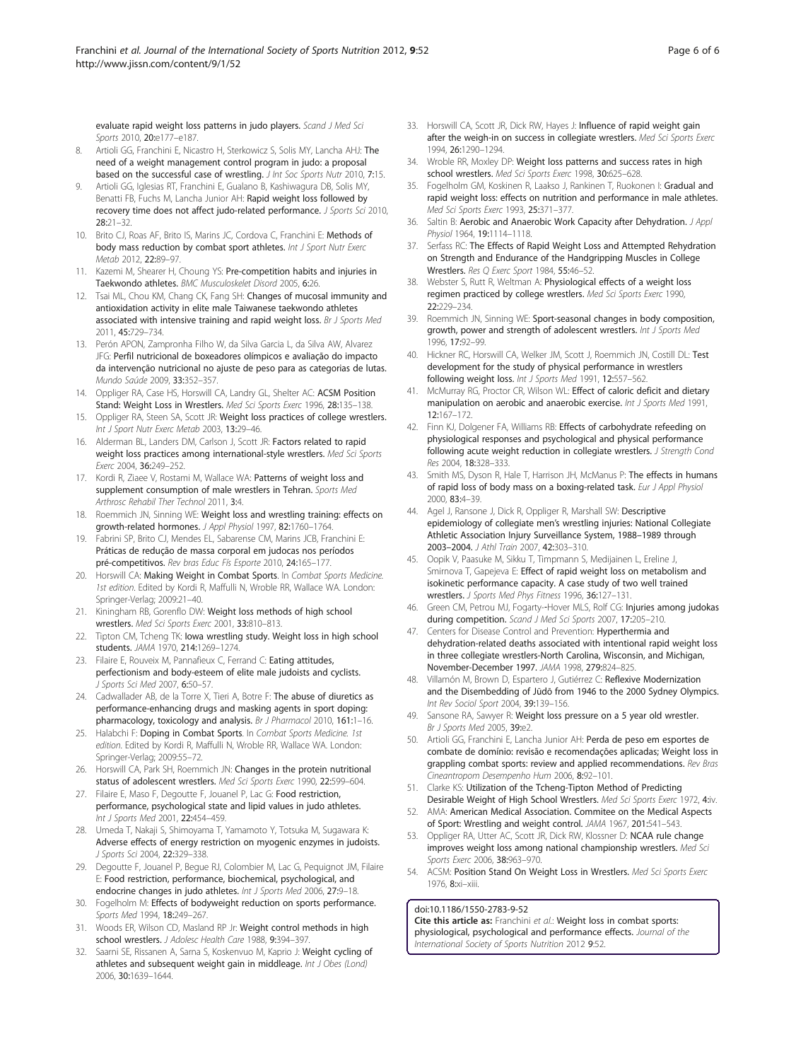evaluate rapid weight loss patterns in judo players. *Scand J Med Sci Sports* 2010, **20**:e177–e187.

8. Artioli GG, Franchini E, Nicastro H, Sterkowicz S, Solis MY, Lancha AHJ: **The need of a weight management control program in judo: a proposal based on the successful case of wrestling.** *J Int Soc Sports Nutr* 2010, **7**:15.
9. Artioli GG, Iglesias RT, Franchini E, Gualano B, Kashiwagura DB, Solis MY, Benatti FB, Fuchs M, Lancha Junior AH: **Rapid weight loss followed by recovery time does not affect judo-related performance.** *J Sports Sci* 2010, **28**:21–32.
10. Brito CJ, Roas AF, Brito IS, Marins JC, Cordova C, Franchini E: **Methods of body mass reduction by combat sport athletes.** *Int J Sport Nutr Exerc Metab* 2012, **22**:89–97.
11. Kazemi M, Shearer H, Choung YS: **Pre-competition habits and injuries in Taekwondo athletes.** *BMC Musculoskelet Disord* 2005, **6**:26.
12. Tsai ML, Chou KM, Chang CK, Fang SH: **Changes of mucosal immunity and antioxidation activity in elite male Taiwanese taekwondo athletes associated with intensive training and rapid weight loss.** *Br J Sports Med* 2011, **45**:729–734.
13. Perón APON, Zampronha Filho W, da Silva Garcia L, da Silva AW, Alvarez JFG: **Perfil nutricional de boxeadores olímpicos e avaliação do impacto da intervenção nutricional no ajuste de peso para as categorias de lutas.** *Mundo Saúde* 2009, **33**:352–357.
14. Oppliger RA, Case HS, Horswill CA, Landry GL, Shelter AC: **ACSM Position Stand: Weight Loss in Wrestlers.** *Med Sci Sports Exerc* 1996, **28**:135–138.
15. Oppliger RA, Steen SA, Scott JR: **Weight loss practices of college wrestlers.** *Int J Sport Nutr Exerc Metab* 2003, **13**:29–46.
16. Alderman BL, Landers DM, Carlson J, Scott JR: **Factors related to rapid weight loss practices among international-style wrestlers.** *Med Sci Sports Exerc* 2004, **36**:249–252.
17. Kordi R, Ziaee V, Rostami M, Wallace WA: **Patterns of weight loss and supplement consumption of male wrestlers in Tehran.** *Sports Med Arthrosc Rehabil Ther Technol* 2011, **3**:4.
18. Roemmich JN, Sinning WE: **Weight loss and wrestling training: effects on growth-related hormones.** *J Appl Physiol* 1997, **82**:1760–1764.
19. Fabrini SP, Brito CJ, Mendes EL, Sabarense CM, Marins JCB, Franchini E: **Práticas de redução de massa corporal em judocas nos períodos pré-competitivos.** *Rev bras Educ Fís Esporte* 2010, **24**:165–177.
20. Horswill CA: **Making Weight in Combat Sports.** In *Combat Sports Medicine. 1st edition.* Edited by Kordi R, Maffulli N, Wroble RR, Wallace WA. London: Springer-Verlag; 2009:21–40.
21. Kiningham RB, Gorenflo DW: **Weight loss methods of high school wrestlers.** *Med Sci Sports Exerc* 2001, **33**:810–813.
22. Tipton CM, Tcheng TK: **Iowa wrestling study. Weight loss in high school students.** *JAMA* 1970, **214**:1269–1274.
23. Filaire E, Rouveix M, Pannafieux C, Ferrand C: **Eating attitudes, perfectionism and body-esteem of elite male judoists and cyclists.** *J Sports Sci Med* 2007, **6**:50–57.
24. Cadwallader AB, de la Torre X, Tieri A, Botre F: **The abuse of diuretics as performance-enhancing drugs and masking agents in sport doping: pharmacology, toxicology and analysis.** *Br J Pharmacol* 2010, **161**:1–16.
25. Halabchi F: **Doping in Combat Sports.** In *Combat Sports Medicine. 1st edition.* Edited by Kordi R, Maffulli N, Wroble RR, Wallace WA. London: Springer-Verlag; 2009:55–72.
26. Horswill CA, Park SH, Roemmich JN: **Changes in the protein nutritional status of adolescent wrestlers.** *Med Sci Sports Exerc* 1990, **22**:599–604.
27. Filaire E, Maso F, Degoutte F, Jouanel P, Lac G: **Food restriction, performance, psychological state and lipid values in judo athletes.** *Int J Sports Med* 2001, **22**:454–459.
28. Umeda T, Nakaji S, Shimoyama T, Yamamoto Y, Totsuka M, Sugawara K: **Adverse effects of energy restriction on myogenic enzymes in judoists.** *J Sports Sci* 2004, **22**:329–338.
29. Degoutte F, Jouanel P, Begue RJ, Colombier M, Lac G, Pequignot JM, Filaire E: **Food restriction, performance, biochemical, psychological, and endocrine changes in judo athletes.** *Int J Sports Med* 2006, **27**:9–18.
30. Fogelholm M: **Effects of bodyweight reduction on sports performance.** *Sports Med* 1994, **18**:249–267.
31. Woods ER, Wilson CD, Masland RP Jr: **Weight control methods in high school wrestlers.** *J Adolesc Health Care* 1988, **9**:394–397.
32. Saarni SE, Rissanen A, Sarna S, Koskenvuo M, Kaprio J: **Weight cycling of athletes and subsequent weight gain in middleage.** *Int J Obes (Lond)* 2006, **30**:1639–1644.
33. Horswill CA, Scott JR, Dick RW, Hayes J: **Influence of rapid weight gain after the weigh-in on success in collegiate wrestlers.** *Med Sci Sports Exerc* 1994, **26**:1290–1294.
34. Wroble RR, Moxley DP: **Weight loss patterns and success rates in high school wrestlers.** *Med Sci Sports Exerc* 1998, **30**:625–628.
35. Fogelholm GM, Koskinen R, Laakso J, Rankinen T, Ruokonen I: **Gradual and rapid weight loss: effects on nutrition and performance in male athletes.** *Med Sci Sports Exerc* 1993, **25**:371–377.
36. Saltin B: **Aerobic and Anaerobic Work Capacity after Dehydration.** *J Appl Physiol* 1964, **19**:1114–1118.
37. Serfass RC: **The Effects of Rapid Weight Loss and Attempted Rehydration on Strength and Endurance of the Handgripping Muscles in College Wrestlers.** *Res Q Exerc Sport* 1984, **55**:46–52.
38. Webster S, Rutt R, Weltman A: **Physiological effects of a weight loss regimen practiced by college wrestlers.** *Med Sci Sports Exerc* 1990, **22**:229–234.
39. Roemmich JN, Sinning WE: **Sport-seasonal changes in body composition, growth, power and strength of adolescent wrestlers.** *Int J Sports Med* 1996, **17**:92–99.
40. Hickner RC, Horswill CA, Welker JM, Scott J, Roemmich JN, Costill DL: **Test development for the study of physical performance in wrestlers following weight loss.** *Int J Sports Med* 1991, **12**:557–562.
41. McMurray RG, Proctor CR, Wilson WL: **Effect of caloric deficit and dietary manipulation on aerobic and anaerobic exercise.** *Int J Sports Med* 1991, **12**:167–172.
42. Finn KJ, Dolgener FA, Williams RB: **Effects of carbohydrate refeeding on physiological responses and psychological and physical performance following acute weight reduction in collegiate wrestlers.** *J Strength Cond Res* 2004, **18**:328–333.
43. Smith MS, Dyson R, Hale T, Harrison JH, McManus P: **The effects in humans of rapid loss of body mass on a boxing-related task.** *Eur J Appl Physiol* 2000, **83**:4–39.
44. Agel J, Ransone J, Dick R, Oppliger R, Marshall SW: **Descriptive epidemiology of collegiate men's wrestling injuries: National Collegiate Athletic Association Injury Surveillance System, 1988–1989 through 2003–2004.** *J Athl Train* 2007, **42**:303–310.
45. Oopik V, Paasuke M, Sikku T, Timpmann S, Medijainen L, Ereline J, Smirnova T, Gapejeva E: **Effect of rapid weight loss on metabolism and isokinetic performance capacity. A case study of two well trained wrestlers.** *J Sports Med Phys Fitness* 1996, **36**:127–131.
46. Green CM, Petrou MJ, Fogarty–Hover MLS, Rolf CG: **Injuries among judokas during competition.** *Scand J Med Sci Sports* 2007, **17**:205–210.
47. Centers for Disease Control and Prevention: **Hyperthermia and dehydration-related deaths associated with intentional rapid weight loss in three collegiate wrestlers-North Carolina, Wisconsin, and Michigan, November-December 1997.** *JAMA* 1998, **279**:824–825.
48. Villamón M, Brown D, Espartero J, Gutiérrez C: **Reflexive Modernization and the Disembedding of Jūdō from 1946 to the 2000 Sydney Olympics.** *Int Rev Sociol Sport* 2004, **39**:139–156.
49. Sansone RA, Sawyer R: **Weight loss pressure on a 5 year old wrestler.** *Br J Sports Med* 2005, **39**:e2.
50. Artioli GG, Franchini E, Lancha Junior AH: **Perda de peso em esportes de combate de domínio: revisão e recomendações aplicadas; Weight loss in grappling combat sports: review and applied recommendations.** *Rev Bras Cineantropom Desempenho Hum* 2006, **8**:92–101.
51. Clarke KS: **Utilization of the Tcheng-Tipton Method of Predicting Desirable Weight of High School Wrestlers.** *Med Sci Sports Exerc* 1972, **4**:iv.
52. AMA: **American Medical Association. Commitee on the Medical Aspects of Sport: Wrestling and weight control.** *JAMA* 1967, **201**:541–543.
53. Oppliger RA, Utter AC, Scott JR, Dick RW, Klossner D: **NCAA rule change improves weight loss among national championship wrestlers.** *Med Sci Sports Exerc* 2006, **38**:963–970.
54. ACSM: **Position Stand On Weight Loss in Wrestlers.** *Med Sci Sports Exerc* 1976, **8**:xi–xiii.

doi:10.1186/1550-2783-9-52

**Cite this article as:** Franchini *et al.*: Weight loss in combat sports: physiological, psychological and performance effects. *Journal of the International Society of Sports Nutrition* 2012 **9**:52.